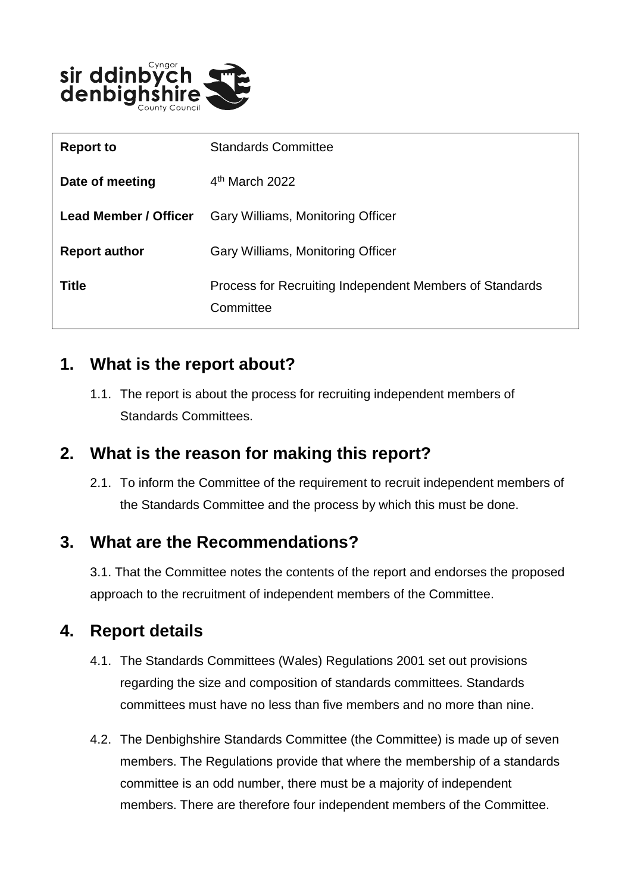| **Report to** | Standards Committee |
| --- | --- |
| **Date of meeting** | 4th March 2022 |
| **Lead Member / Officer** | Gary Williams, Monitoring Officer |
| **Report author** | Gary Williams, Monitoring Officer |
| **Title** | Process for Recruiting Independent Members of Standards Committee |

## 1. What is the report about?

1.1. The report is about the process for recruiting independent members of Standards Committees.

## 2. What is the reason for making this report?

2.1. To inform the Committee of the requirement to recruit independent members of the Standards Committee and the process by which this must be done.

## 3. What are the Recommendations?

3.1. That the Committee notes the contents of the report and endorses the proposed approach to the recruitment of independent members of the Committee.

## 4. Report details

4.1. The Standards Committees (Wales) Regulations 2001 set out provisions regarding the size and composition of standards committees. Standards committees must have no less than five members and no more than nine.

4.2. The Denbighshire Standards Committee (the Committee) is made up of seven members. The Regulations provide that where the membership of a standards committee is an odd number, there must be a majority of independent members. There are therefore four independent members of the Committee.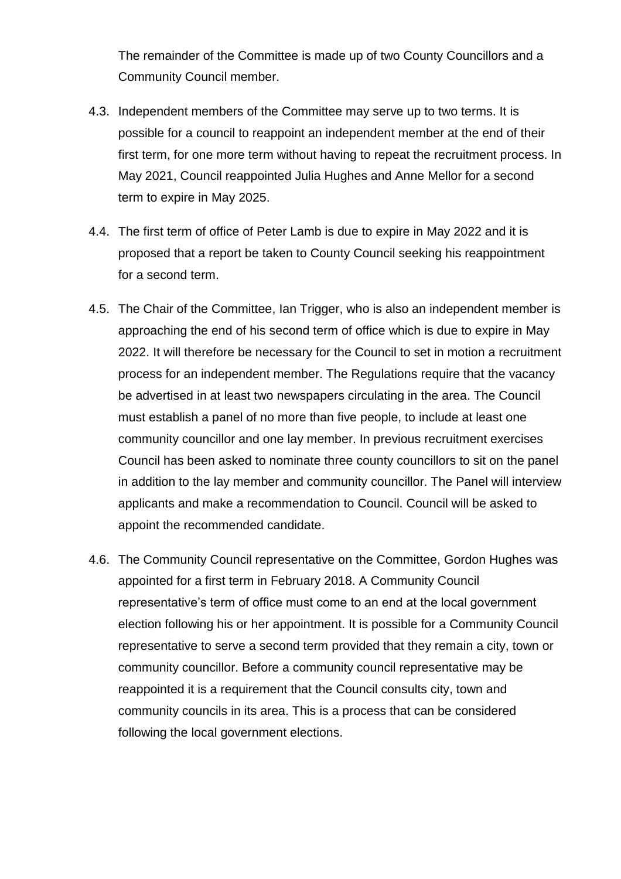The remainder of the Committee is made up of two County Councillors and a Community Council member.

4.3. Independent members of the Committee may serve up to two terms. It is possible for a council to reappoint an independent member at the end of their first term, for one more term without having to repeat the recruitment process. In May 2021, Council reappointed Julia Hughes and Anne Mellor for a second term to expire in May 2025.

4.4. The first term of office of Peter Lamb is due to expire in May 2022 and it is proposed that a report be taken to County Council seeking his reappointment for a second term.

4.5. The Chair of the Committee, Ian Trigger, who is also an independent member is approaching the end of his second term of office which is due to expire in May 2022. It will therefore be necessary for the Council to set in motion a recruitment process for an independent member. The Regulations require that the vacancy be advertised in at least two newspapers circulating in the area. The Council must establish a panel of no more than five people, to include at least one community councillor and one lay member. In previous recruitment exercises Council has been asked to nominate three county councillors to sit on the panel in addition to the lay member and community councillor. The Panel will interview applicants and make a recommendation to Council. Council will be asked to appoint the recommended candidate.

4.6. The Community Council representative on the Committee, Gordon Hughes was appointed for a first term in February 2018. A Community Council representative's term of office must come to an end at the local government election following his or her appointment. It is possible for a Community Council representative to serve a second term provided that they remain a city, town or community councillor. Before a community council representative may be reappointed it is a requirement that the Council consults city, town and community councils in its area. This is a process that can be considered following the local government elections.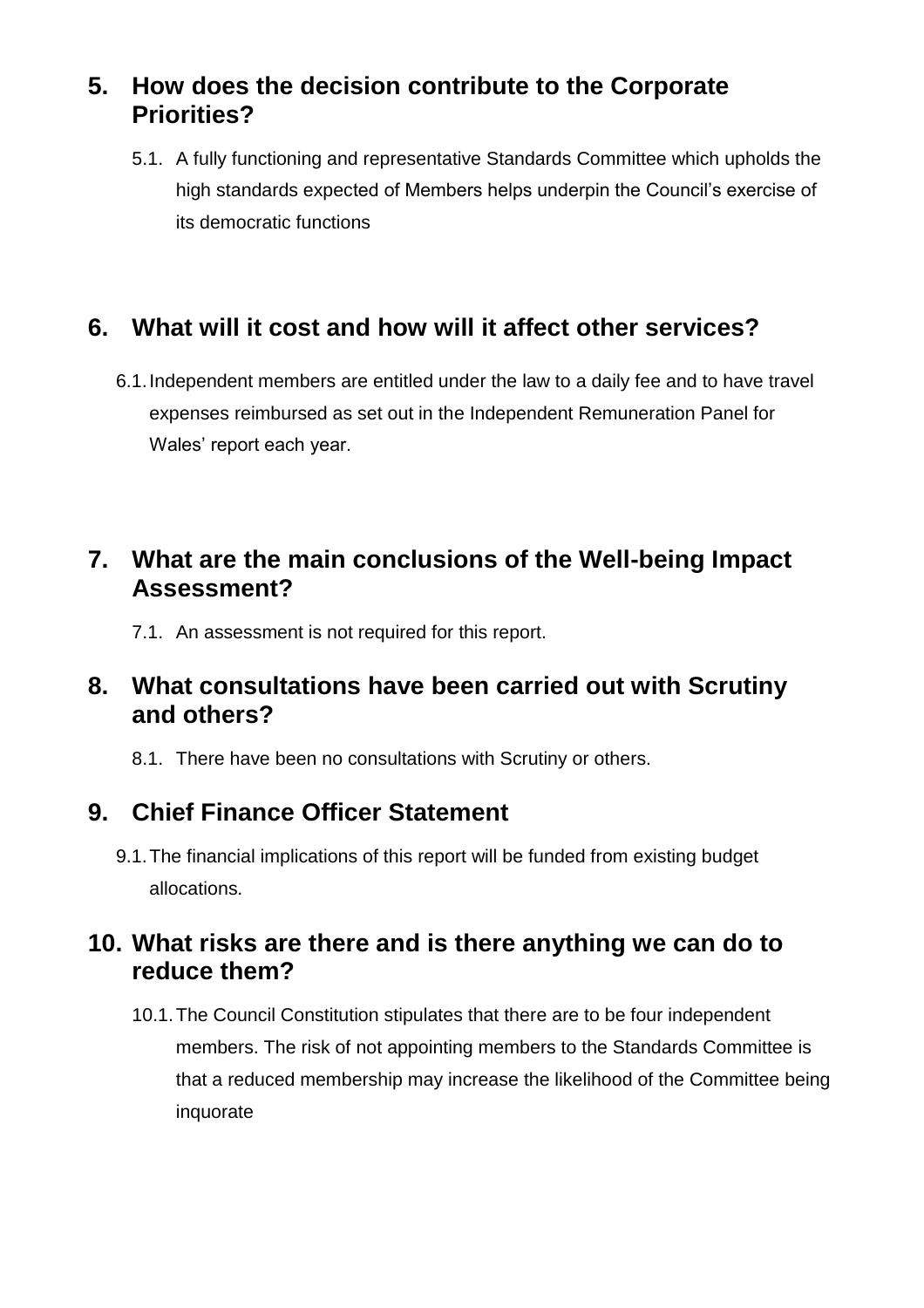## 5. How does the decision contribute to the Corporate Priorities?

5.1. A fully functioning and representative Standards Committee which upholds the high standards expected of Members helps underpin the Council's exercise of its democratic functions

## 6. What will it cost and how will it affect other services?

6.1. Independent members are entitled under the law to a daily fee and to have travel expenses reimbursed as set out in the Independent Remuneration Panel for Wales' report each year.

## 7. What are the main conclusions of the Well-being Impact Assessment?

7.1. An assessment is not required for this report.

## 8. What consultations have been carried out with Scrutiny and others?

8.1. There have been no consultations with Scrutiny or others.

## 9. Chief Finance Officer Statement

9.1. The financial implications of this report will be funded from existing budget allocations.

## 10. What risks are there and is there anything we can do to reduce them?

10.1. The Council Constitution stipulates that there are to be four independent members. The risk of not appointing members to the Standards Committee is that a reduced membership may increase the likelihood of the Committee being inquorate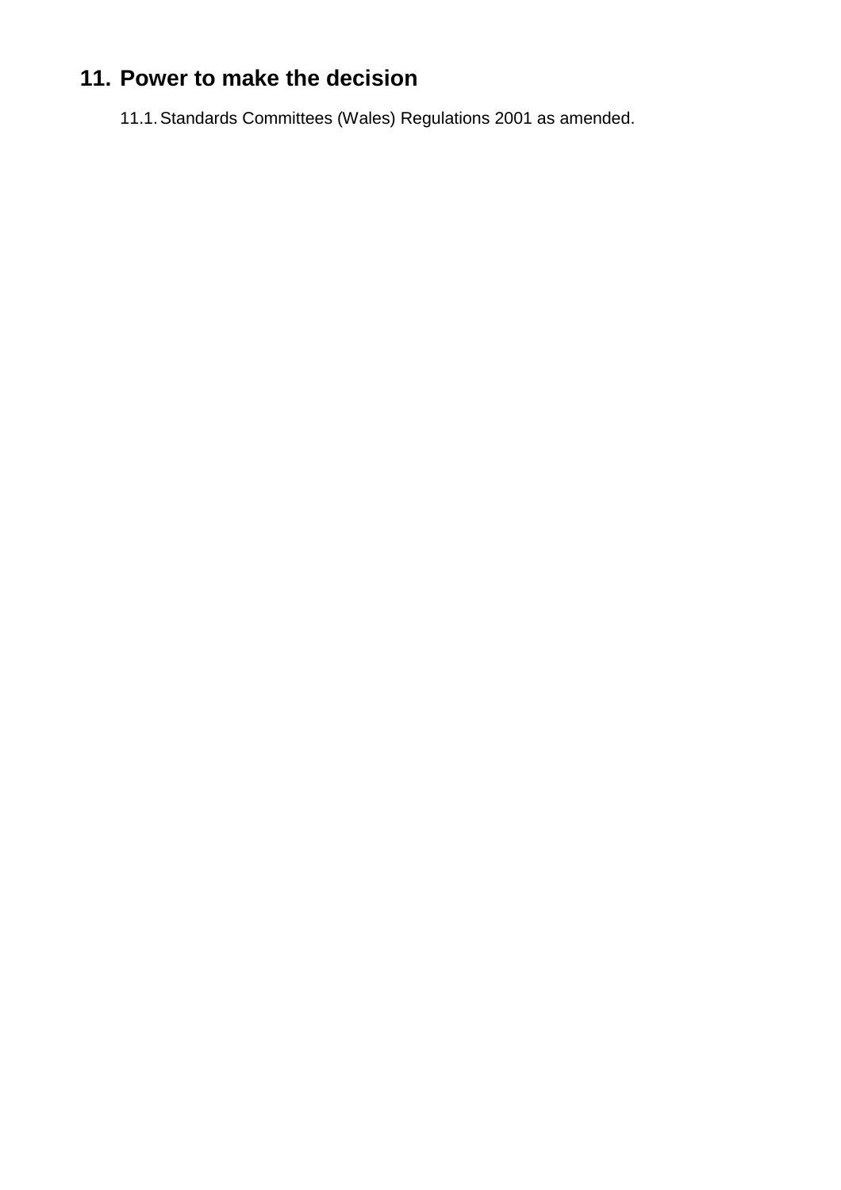## 11. Power to make the decision

11.1. Standards Committees (Wales) Regulations 2001 as amended.